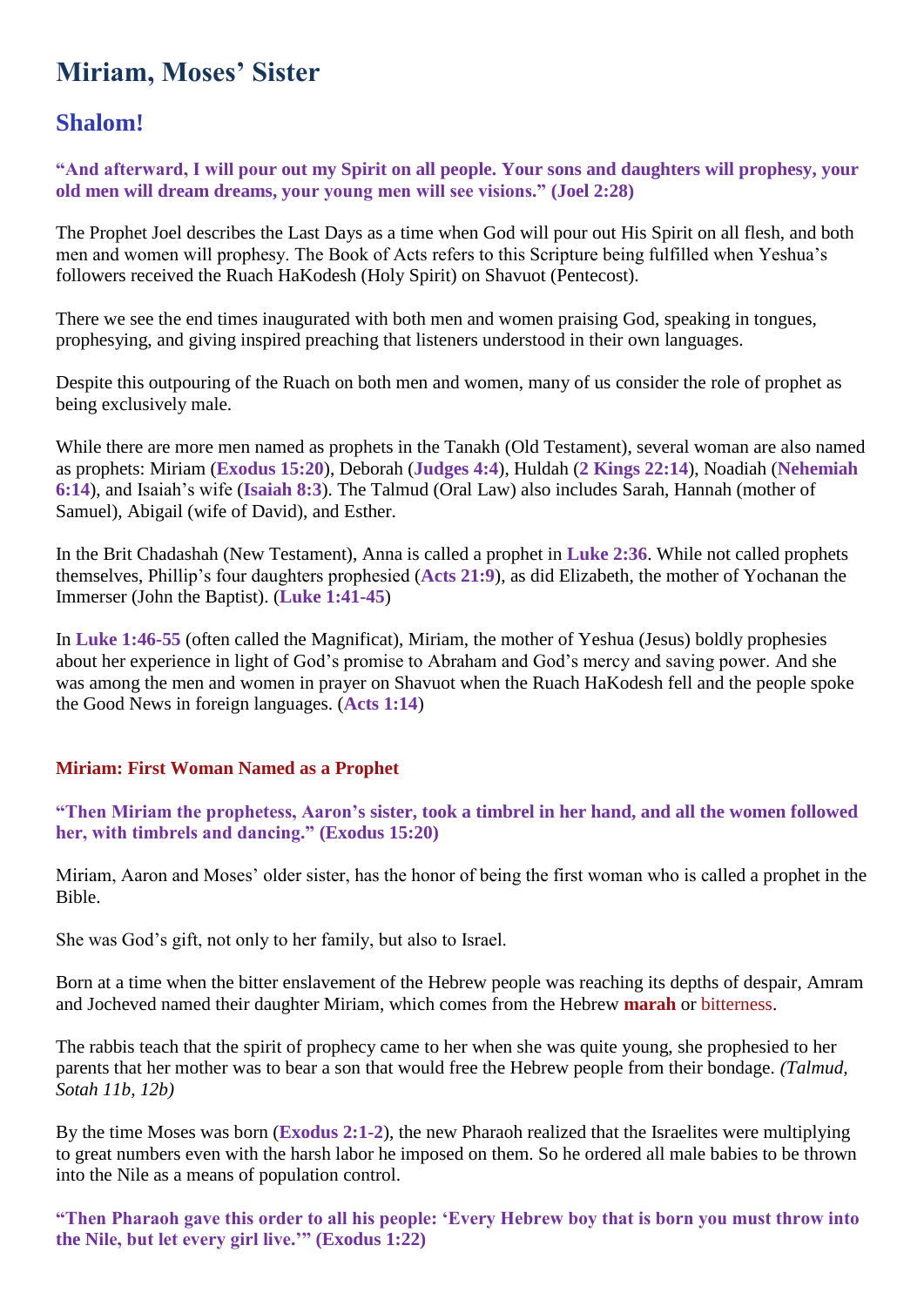# Miriam, Moses' Sister

## Shalom!

**"And afterward, I will pour out my Spirit on all people. Your sons and daughters will prophesy, your old men will dream dreams, your young men will see visions." (Joel 2:28)**

The Prophet Joel describes the Last Days as a time when God will pour out His Spirit on all flesh, and both men and women will prophesy. The Book of Acts refers to this Scripture being fulfilled when Yeshua's followers received the Ruach HaKodesh (Holy Spirit) on Shavuot (Pentecost).

There we see the end times inaugurated with both men and women praising God, speaking in tongues, prophesying, and giving inspired preaching that listeners understood in their own languages.

Despite this outpouring of the Ruach on both men and women, many of us consider the role of prophet as being exclusively male.

While there are more men named as prophets in the Tanakh (Old Testament), several woman are also named as prophets: Miriam (**Exodus 15:20**), Deborah (**Judges 4:4**), Huldah (**2 Kings 22:14**), Noadiah (**Nehemiah 6:14**), and Isaiah's wife (**Isaiah 8:3**). The Talmud (Oral Law) also includes Sarah, Hannah (mother of Samuel), Abigail (wife of David), and Esther.

In the Brit Chadashah (New Testament), Anna is called a prophet in **Luke 2:36**. While not called prophets themselves, Phillip's four daughters prophesied (**Acts 21:9**), as did Elizabeth, the mother of Yochanan the Immerser (John the Baptist). (**Luke 1:41-45**)

In **Luke 1:46-55** (often called the Magnificat), Miriam, the mother of Yeshua (Jesus) boldly prophesies about her experience in light of God's promise to Abraham and God's mercy and saving power. And she was among the men and women in prayer on Shavuot when the Ruach HaKodesh fell and the people spoke the Good News in foreign languages. (**Acts 1:14**)

### Miriam: First Woman Named as a Prophet

**"Then Miriam the prophetess, Aaron's sister, took a timbrel in her hand, and all the women followed her, with timbrels and dancing." (Exodus 15:20)**

Miriam, Aaron and Moses' older sister, has the honor of being the first woman who is called a prophet in the Bible.

She was God's gift, not only to her family, but also to Israel.

Born at a time when the bitter enslavement of the Hebrew people was reaching its depths of despair, Amram and Jocheved named their daughter Miriam, which comes from the Hebrew **marah** or bitterness.

The rabbis teach that the spirit of prophecy came to her when she was quite young, she prophesied to her parents that her mother was to bear a son that would free the Hebrew people from their bondage. *(Talmud, Sotah 11b, 12b)*

By the time Moses was born (**Exodus 2:1-2**), the new Pharaoh realized that the Israelites were multiplying to great numbers even with the harsh labor he imposed on them. So he ordered all male babies to be thrown into the Nile as a means of population control.

**"Then Pharaoh gave this order to all his people: 'Every Hebrew boy that is born you must throw into the Nile, but let every girl live.'" (Exodus 1:22)**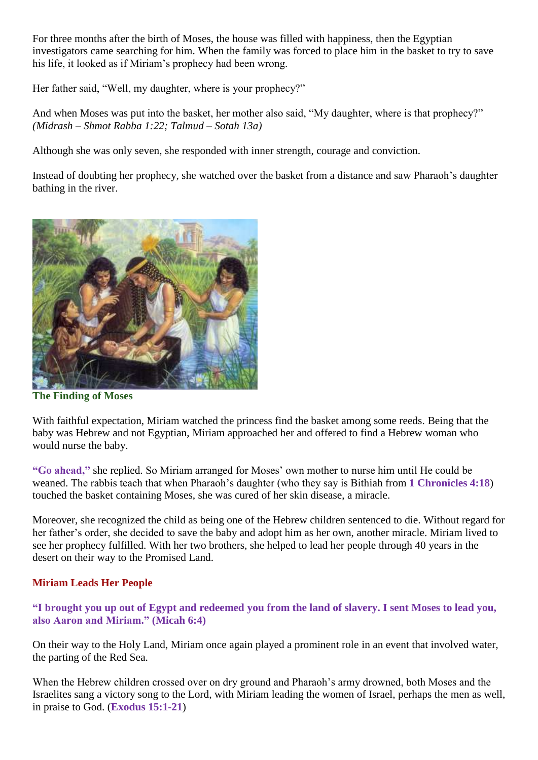For three months after the birth of Moses, the house was filled with happiness, then the Egyptian investigators came searching for him. When the family was forced to place him in the basket to try to save his life, it looked as if Miriam's prophecy had been wrong.

Her father said, "Well, my daughter, where is your prophecy?"

And when Moses was put into the basket, her mother also said, "My daughter, where is that prophecy?" *(Midrash – Shmot Rabba 1:22; Talmud – Sotah 13a)*

Although she was only seven, she responded with inner strength, courage and conviction.

Instead of doubting her prophecy, she watched over the basket from a distance and saw Pharaoh's daughter bathing in the river.

**The Finding of Moses**

With faithful expectation, Miriam watched the princess find the basket among some reeds. Being that the baby was Hebrew and not Egyptian, Miriam approached her and offered to find a Hebrew woman who would nurse the baby.

**"Go ahead,"** she replied. So Miriam arranged for Moses' own mother to nurse him until He could be weaned. The rabbis teach that when Pharaoh's daughter (who they say is Bithiah from **1 Chronicles 4:18**) touched the basket containing Moses, she was cured of her skin disease, a miracle.

Moreover, she recognized the child as being one of the Hebrew children sentenced to die. Without regard for her father's order, she decided to save the baby and adopt him as her own, another miracle. Miriam lived to see her prophecy fulfilled. With her two brothers, she helped to lead her people through 40 years in the desert on their way to the Promised Land.

## Miriam Leads Her People

**"I brought you up out of Egypt and redeemed you from the land of slavery. I sent Moses to lead you, also Aaron and Miriam." (Micah 6:4)**

On their way to the Holy Land, Miriam once again played a prominent role in an event that involved water, the parting of the Red Sea.

When the Hebrew children crossed over on dry ground and Pharaoh's army drowned, both Moses and the Israelites sang a victory song to the Lord, with Miriam leading the women of Israel, perhaps the men as well, in praise to God. (**Exodus 15:1-21**)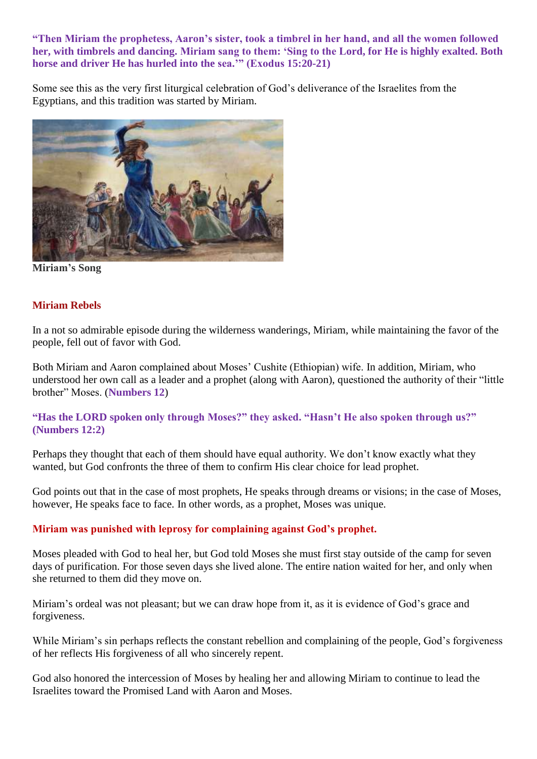**"Then Miriam the prophetess, Aaron's sister, took a timbrel in her hand, and all the women followed her, with timbrels and dancing. Miriam sang to them: 'Sing to the Lord, for He is highly exalted. Both horse and driver He has hurled into the sea.'" (Exodus 15:20-21)**

Some see this as the very first liturgical celebration of God's deliverance of the Israelites from the Egyptians, and this tradition was started by Miriam.

**Miriam's Song**

## Miriam Rebels

In a not so admirable episode during the wilderness wanderings, Miriam, while maintaining the favor of the people, fell out of favor with God.

Both Miriam and Aaron complained about Moses' Cushite (Ethiopian) wife. In addition, Miriam, who understood her own call as a leader and a prophet (along with Aaron), questioned the authority of their "little brother" Moses. (**Numbers 12**)

**"Has the LORD spoken only through Moses?" they asked. "Hasn't He also spoken through us?" (Numbers 12:2)**

Perhaps they thought that each of them should have equal authority. We don't know exactly what they wanted, but God confronts the three of them to confirm His clear choice for lead prophet.

God points out that in the case of most prophets, He speaks through dreams or visions; in the case of Moses, however, He speaks face to face. In other words, as a prophet, Moses was unique.

**Miriam was punished with leprosy for complaining against God's prophet.**

Moses pleaded with God to heal her, but God told Moses she must first stay outside of the camp for seven days of purification. For those seven days she lived alone. The entire nation waited for her, and only when she returned to them did they move on.

Miriam's ordeal was not pleasant; but we can draw hope from it, as it is evidence of God's grace and forgiveness.

While Miriam's sin perhaps reflects the constant rebellion and complaining of the people, God's forgiveness of her reflects His forgiveness of all who sincerely repent.

God also honored the intercession of Moses by healing her and allowing Miriam to continue to lead the Israelites toward the Promised Land with Aaron and Moses.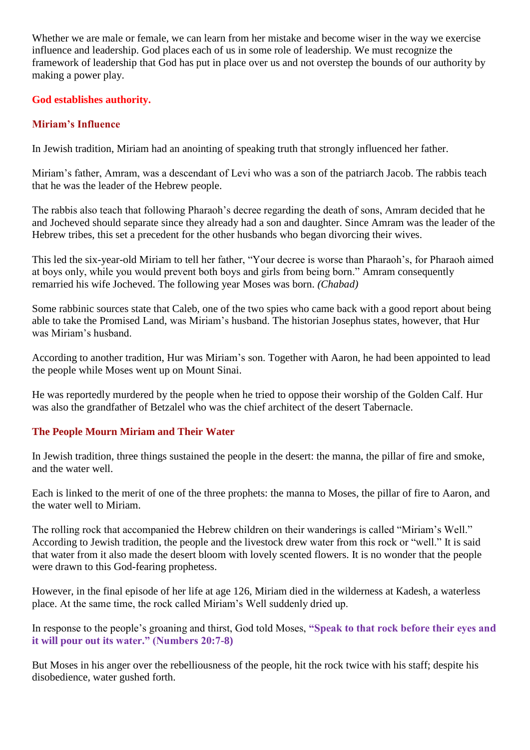Whether we are male or female, we can learn from her mistake and become wiser in the way we exercise influence and leadership. God places each of us in some role of leadership. We must recognize the framework of leadership that God has put in place over us and not overstep the bounds of our authority by making a power play.

**God establishes authority.**

### Miriam's Influence

In Jewish tradition, Miriam had an anointing of speaking truth that strongly influenced her father.

Miriam's father, Amram, was a descendant of Levi who was a son of the patriarch Jacob. The rabbis teach that he was the leader of the Hebrew people.

The rabbis also teach that following Pharaoh's decree regarding the death of sons, Amram decided that he and Jocheved should separate since they already had a son and daughter. Since Amram was the leader of the Hebrew tribes, this set a precedent for the other husbands who began divorcing their wives.

This led the six-year-old Miriam to tell her father, "Your decree is worse than Pharaoh's, for Pharaoh aimed at boys only, while you would prevent both boys and girls from being born." Amram consequently remarried his wife Jocheved. The following year Moses was born. *(Chabad)*

Some rabbinic sources state that Caleb, one of the two spies who came back with a good report about being able to take the Promised Land, was Miriam's husband. The historian Josephus states, however, that Hur was Miriam's husband.

According to another tradition, Hur was Miriam's son. Together with Aaron, he had been appointed to lead the people while Moses went up on Mount Sinai.

He was reportedly murdered by the people when he tried to oppose their worship of the Golden Calf. Hur was also the grandfather of Betzalel who was the chief architect of the desert Tabernacle.

### The People Mourn Miriam and Their Water

In Jewish tradition, three things sustained the people in the desert: the manna, the pillar of fire and smoke, and the water well.

Each is linked to the merit of one of the three prophets: the manna to Moses, the pillar of fire to Aaron, and the water well to Miriam.

The rolling rock that accompanied the Hebrew children on their wanderings is called "Miriam's Well." According to Jewish tradition, the people and the livestock drew water from this rock or "well." It is said that water from it also made the desert bloom with lovely scented flowers. It is no wonder that the people were drawn to this God-fearing prophetess.

However, in the final episode of her life at age 126, Miriam died in the wilderness at Kadesh, a waterless place. At the same time, the rock called Miriam's Well suddenly dried up.

In response to the people's groaning and thirst, God told Moses, **"Speak to that rock before their eyes and it will pour out its water." (Numbers 20:7-8)**

But Moses in his anger over the rebelliousness of the people, hit the rock twice with his staff; despite his disobedience, water gushed forth.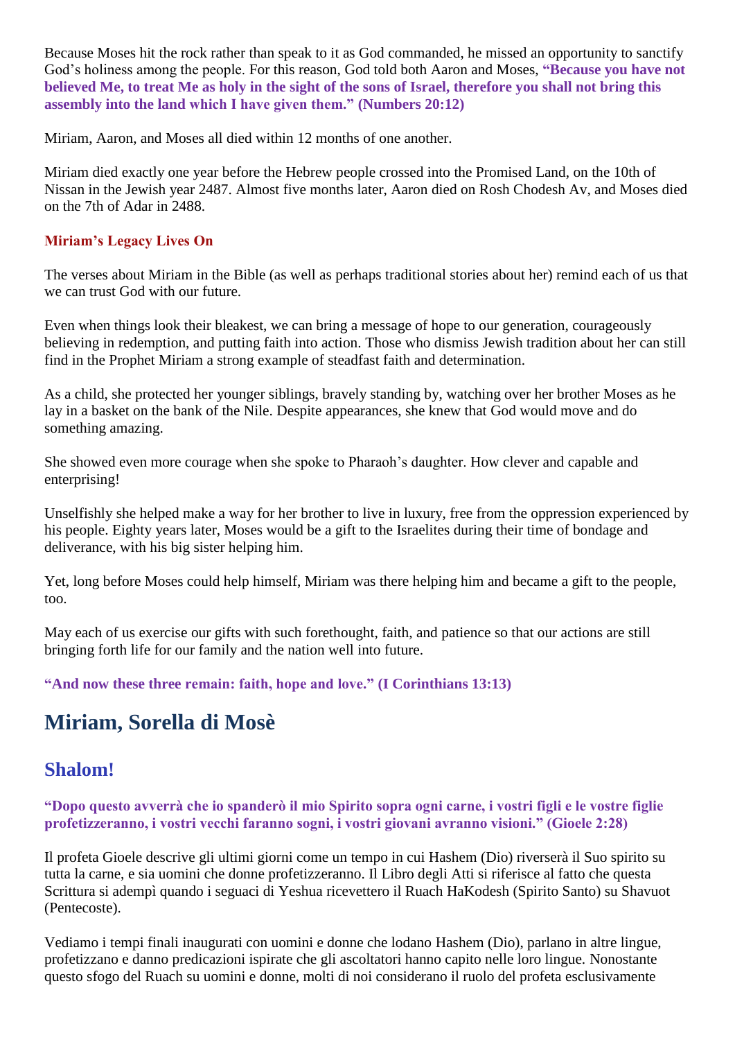Because Moses hit the rock rather than speak to it as God commanded, he missed an opportunity to sanctify God's holiness among the people. For this reason, God told both Aaron and Moses, **"Because you have not believed Me, to treat Me as holy in the sight of the sons of Israel, therefore you shall not bring this assembly into the land which I have given them." (Numbers 20:12)**

Miriam, Aaron, and Moses all died within 12 months of one another.

Miriam died exactly one year before the Hebrew people crossed into the Promised Land, on the 10th of Nissan in the Jewish year 2487. Almost five months later, Aaron died on Rosh Chodesh Av, and Moses died on the 7th of Adar in 2488.

### Miriam's Legacy Lives On

The verses about Miriam in the Bible (as well as perhaps traditional stories about her) remind each of us that we can trust God with our future.

Even when things look their bleakest, we can bring a message of hope to our generation, courageously believing in redemption, and putting faith into action. Those who dismiss Jewish tradition about her can still find in the Prophet Miriam a strong example of steadfast faith and determination.

As a child, she protected her younger siblings, bravely standing by, watching over her brother Moses as he lay in a basket on the bank of the Nile. Despite appearances, she knew that God would move and do something amazing.

She showed even more courage when she spoke to Pharaoh's daughter. How clever and capable and enterprising!

Unselfishly she helped make a way for her brother to live in luxury, free from the oppression experienced by his people. Eighty years later, Moses would be a gift to the Israelites during their time of bondage and deliverance, with his big sister helping him.

Yet, long before Moses could help himself, Miriam was there helping him and became a gift to the people, too.

May each of us exercise our gifts with such forethought, faith, and patience so that our actions are still bringing forth life for our family and the nation well into future.

**"And now these three remain: faith, hope and love." (I Corinthians 13:13)**

# Miriam, Sorella di Mosè

## Shalom!

**"Dopo questo avverrà che io spanderò il mio Spirito sopra ogni carne, i vostri figli e le vostre figlie profetizzeranno, i vostri vecchi faranno sogni, i vostri giovani avranno visioni." (Gioele 2:28)**

Il profeta Gioele descrive gli ultimi giorni come un tempo in cui Hashem (Dio) riverserà il Suo spirito su tutta la carne, e sia uomini che donne profetizzeranno. Il Libro degli Atti si riferisce al fatto che questa Scrittura si adempì quando i seguaci di Yeshua ricevettero il Ruach HaKodesh (Spirito Santo) su Shavuot (Pentecoste).

Vediamo i tempi finali inaugurati con uomini e donne che lodano Hashem (Dio), parlano in altre lingue, profetizzano e danno predicazioni ispirate che gli ascoltatori hanno capito nelle loro lingue. Nonostante questo sfogo del Ruach su uomini e donne, molti di noi considerano il ruolo del profeta esclusivamente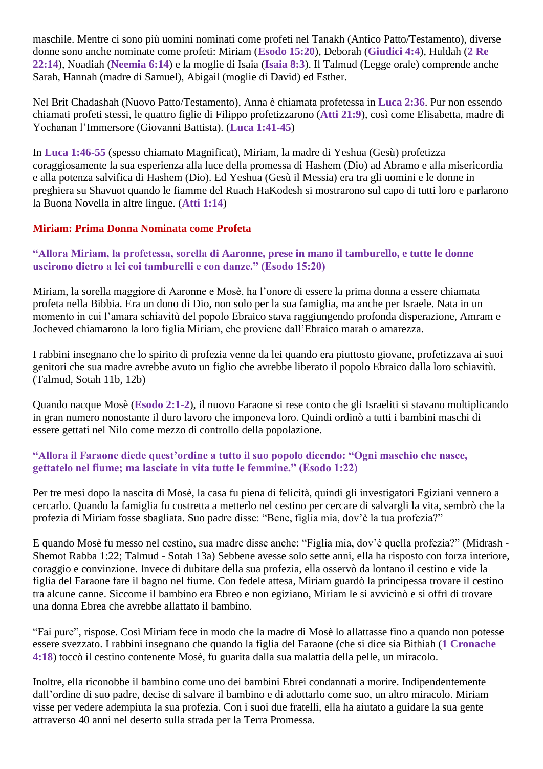maschile. Mentre ci sono più uomini nominati come profeti nel Tanakh (Antico Patto/Testamento), diverse donne sono anche nominate come profeti: Miriam (**Esodo 15:20**), Deborah (**Giudici 4:4**), Huldah (**2 Re 22:14**), Noadiah (**Neemia 6:14**) e la moglie di Isaia (**Isaia 8:3**). Il Talmud (Legge orale) comprende anche Sarah, Hannah (madre di Samuel), Abigail (moglie di David) ed Esther.

Nel Brit Chadashah (Nuovo Patto/Testamento), Anna è chiamata profetessa in **Luca 2:36**. Pur non essendo chiamati profeti stessi, le quattro figlie di Filippo profetizzarono (**Atti 21:9**), così come Elisabetta, madre di Yochanan l'Immersore (Giovanni Battista). (**Luca 1:41-45**)

In **Luca 1:46-55** (spesso chiamato Magnificat), Miriam, la madre di Yeshua (Gesù) profetizza coraggiosamente la sua esperienza alla luce della promessa di Hashem (Dio) ad Abramo e alla misericordia e alla potenza salvifica di Hashem (Dio). Ed Yeshua (Gesù il Messia) era tra gli uomini e le donne in preghiera su Shavuot quando le fiamme del Ruach HaKodesh si mostrarono sul capo di tutti loro e parlarono la Buona Novella in altre lingue. (**Atti 1:14**)

## Miriam: Prima Donna Nominata come Profeta

**"Allora Miriam, la profetessa, sorella di Aaronne, prese in mano il tamburello, e tutte le donne uscirono dietro a lei coi tamburelli e con danze." (Esodo 15:20)**

Miriam, la sorella maggiore di Aaronne e Mosè, ha l'onore di essere la prima donna a essere chiamata profeta nella Bibbia. Era un dono di Dio, non solo per la sua famiglia, ma anche per Israele. Nata in un momento in cui l'amara schiavitù del popolo Ebraico stava raggiungendo profonda disperazione, Amram e Jocheved chiamarono la loro figlia Miriam, che proviene dall'Ebraico marah o amarezza.

I rabbini insegnano che lo spirito di profezia venne da lei quando era piuttosto giovane, profetizzava ai suoi genitori che sua madre avrebbe avuto un figlio che avrebbe liberato il popolo Ebraico dalla loro schiavitù. (Talmud, Sotah 11b, 12b)

Quando nacque Mosè (**Esodo 2:1-2**), il nuovo Faraone si rese conto che gli Israeliti si stavano moltiplicando in gran numero nonostante il duro lavoro che imponeva loro. Quindi ordinò a tutti i bambini maschi di essere gettati nel Nilo come mezzo di controllo della popolazione.

**"Allora il Faraone diede quest'ordine a tutto il suo popolo dicendo: "Ogni maschio che nasce, gettatelo nel fiume; ma lasciate in vita tutte le femmine." (Esodo 1:22)**

Per tre mesi dopo la nascita di Mosè, la casa fu piena di felicità, quindi gli investigatori Egiziani vennero a cercarlo. Quando la famiglia fu costretta a metterlo nel cestino per cercare di salvargli la vita, sembrò che la profezia di Miriam fosse sbagliata. Suo padre disse: "Bene, figlia mia, dov'è la tua profezia?"

E quando Mosè fu messo nel cestino, sua madre disse anche: "Figlia mia, dov'è quella profezia?" (Midrash - Shemot Rabba 1:22; Talmud - Sotah 13a) Sebbene avesse solo sette anni, ella ha risposto con forza interiore, coraggio e convinzione. Invece di dubitare della sua profezia, ella osservò da lontano il cestino e vide la figlia del Faraone fare il bagno nel fiume. Con fedele attesa, Miriam guardò la principessa trovare il cestino tra alcune canne. Siccome il bambino era Ebreo e non egiziano, Miriam le si avvicinò e si offrì di trovare una donna Ebrea che avrebbe allattato il bambino.

"Fai pure", rispose. Così Miriam fece in modo che la madre di Mosè lo allattasse fino a quando non potesse essere svezzato. I rabbini insegnano che quando la figlia del Faraone (che si dice sia Bithiah (**1 Cronache 4:18**) toccò il cestino contenente Mosè, fu guarita dalla sua malattia della pelle, un miracolo.

Inoltre, ella riconobbe il bambino come uno dei bambini Ebrei condannati a morire. Indipendentemente dall'ordine di suo padre, decise di salvare il bambino e di adottarlo come suo, un altro miracolo. Miriam visse per vedere adempiuta la sua profezia. Con i suoi due fratelli, ella ha aiutato a guidare la sua gente attraverso 40 anni nel deserto sulla strada per la Terra Promessa.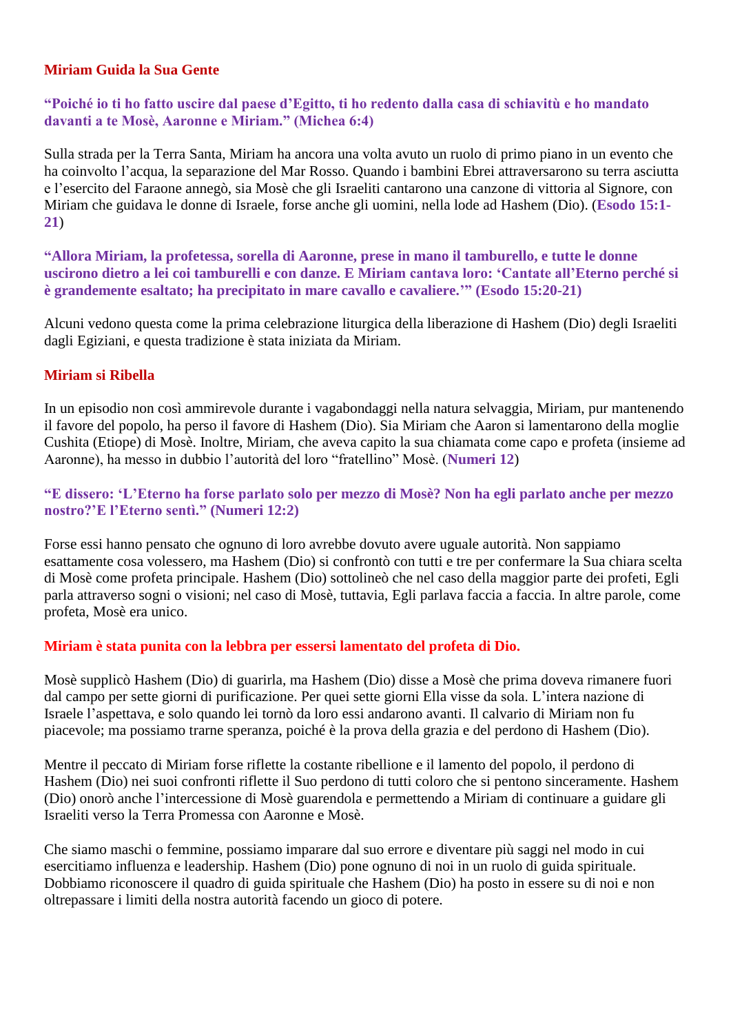## Miriam Guida la Sua Gente

**"Poiché io ti ho fatto uscire dal paese d'Egitto, ti ho redento dalla casa di schiavitù e ho mandato davanti a te Mosè, Aaronne e Miriam." (Michea 6:4)**

Sulla strada per la Terra Santa, Miriam ha ancora una volta avuto un ruolo di primo piano in un evento che ha coinvolto l'acqua, la separazione del Mar Rosso. Quando i bambini Ebrei attraversarono su terra asciutta e l'esercito del Faraone annegò, sia Mosè che gli Israeliti cantarono una canzone di vittoria al Signore, con Miriam che guidava le donne di Israele, forse anche gli uomini, nella lode ad Hashem (Dio). (**Esodo 15:1-21**)

**"Allora Miriam, la profetessa, sorella di Aaronne, prese in mano il tamburello, e tutte le donne uscirono dietro a lei coi tamburelli e con danze. E Miriam cantava loro: 'Cantate all'Eterno perché si è grandemente esaltato; ha precipitato in mare cavallo e cavaliere.'" (Esodo 15:20-21)**

Alcuni vedono questa come la prima celebrazione liturgica della liberazione di Hashem (Dio) degli Israeliti dagli Egiziani, e questa tradizione è stata iniziata da Miriam.

## Miriam si Ribella

In un episodio non così ammirevole durante i vagabondaggi nella natura selvaggia, Miriam, pur mantenendo il favore del popolo, ha perso il favore di Hashem (Dio). Sia Miriam che Aaron si lamentarono della moglie Cushita (Etiope) di Mosè. Inoltre, Miriam, che aveva capito la sua chiamata come capo e profeta (insieme ad Aaronne), ha messo in dubbio l'autorità del loro "fratellino" Mosè. (**Numeri 12**)

**"E dissero: 'L'Eterno ha forse parlato solo per mezzo di Mosè? Non ha egli parlato anche per mezzo nostro?'E l'Eterno sentì." (Numeri 12:2)**

Forse essi hanno pensato che ognuno di loro avrebbe dovuto avere uguale autorità. Non sappiamo esattamente cosa volessero, ma Hashem (Dio) si confrontò con tutti e tre per confermare la Sua chiara scelta di Mosè come profeta principale. Hashem (Dio) sottolineò che nel caso della maggior parte dei profeti, Egli parla attraverso sogni o visioni; nel caso di Mosè, tuttavia, Egli parlava faccia a faccia. In altre parole, come profeta, Mosè era unico.

**Miriam è stata punita con la lebbra per essersi lamentato del profeta di Dio.**

Mosè supplicò Hashem (Dio) di guarirla, ma Hashem (Dio) disse a Mosè che prima doveva rimanere fuori dal campo per sette giorni di purificazione. Per quei sette giorni Ella visse da sola. L'intera nazione di Israele l'aspettava, e solo quando lei tornò da loro essi andarono avanti. Il calvario di Miriam non fu piacevole; ma possiamo trarne speranza, poiché è la prova della grazia e del perdono di Hashem (Dio).

Mentre il peccato di Miriam forse riflette la costante ribellione e il lamento del popolo, il perdono di Hashem (Dio) nei suoi confronti riflette il Suo perdono di tutti coloro che si pentono sinceramente. Hashem (Dio) onorò anche l'intercessione di Mosè guarendola e permettendo a Miriam di continuare a guidare gli Israeliti verso la Terra Promessa con Aaronne e Mosè.

Che siamo maschi o femmine, possiamo imparare dal suo errore e diventare più saggi nel modo in cui esercitiamo influenza e leadership. Hashem (Dio) pone ognuno di noi in un ruolo di guida spirituale. Dobbiamo riconoscere il quadro di guida spirituale che Hashem (Dio) ha posto in essere su di noi e non oltrepassare i limiti della nostra autorità facendo un gioco di potere.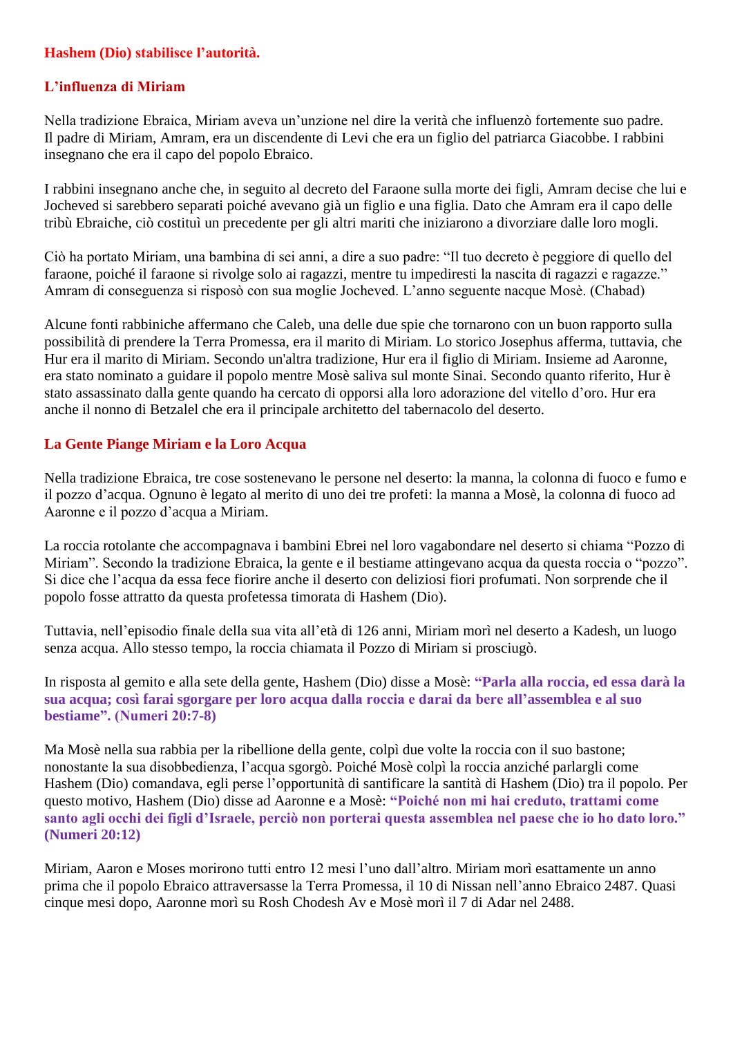## Hashem (Dio) stabilisce l'autorità.

### L'influenza di Miriam

Nella tradizione Ebraica, Miriam aveva un'unzione nel dire la verità che influenzò fortemente suo padre. Il padre di Miriam, Amram, era un discendente di Levi che era un figlio del patriarca Giacobbe. I rabbini insegnano che era il capo del popolo Ebraico.

I rabbini insegnano anche che, in seguito al decreto del Faraone sulla morte dei figli, Amram decise che lui e Jocheved si sarebbero separati poiché avevano già un figlio e una figlia. Dato che Amram era il capo delle tribù Ebraiche, ciò costituì un precedente per gli altri mariti che iniziarono a divorziare dalle loro mogli.

Ciò ha portato Miriam, una bambina di sei anni, a dire a suo padre: "Il tuo decreto è peggiore di quello del faraone, poiché il faraone si rivolge solo ai ragazzi, mentre tu impediresti la nascita di ragazzi e ragazze." Amram di conseguenza si risposò con sua moglie Jocheved. L'anno seguente nacque Mosè. (Chabad)

Alcune fonti rabbiniche affermano che Caleb, una delle due spie che tornarono con un buon rapporto sulla possibilità di prendere la Terra Promessa, era il marito di Miriam. Lo storico Josephus afferma, tuttavia, che Hur era il marito di Miriam. Secondo un'altra tradizione, Hur era il figlio di Miriam. Insieme ad Aaronne, era stato nominato a guidare il popolo mentre Mosè saliva sul monte Sinai. Secondo quanto riferito, Hur è stato assassinato dalla gente quando ha cercato di opporsi alla loro adorazione del vitello d'oro. Hur era anche il nonno di Betzalel che era il principale architetto del tabernacolo del deserto.

### La Gente Piange Miriam e la Loro Acqua

Nella tradizione Ebraica, tre cose sostenevano le persone nel deserto: la manna, la colonna di fuoco e fumo e il pozzo d'acqua. Ognuno è legato al merito di uno dei tre profeti: la manna a Mosè, la colonna di fuoco ad Aaronne e il pozzo d'acqua a Miriam.

La roccia rotolante che accompagnava i bambini Ebrei nel loro vagabondare nel deserto si chiama "Pozzo di Miriam". Secondo la tradizione Ebraica, la gente e il bestiame attingevano acqua da questa roccia o "pozzo". Si dice che l'acqua da essa fece fiorire anche il deserto con deliziosi fiori profumati. Non sorprende che il popolo fosse attratto da questa profetessa timorata di Hashem (Dio).

Tuttavia, nell'episodio finale della sua vita all'età di 126 anni, Miriam morì nel deserto a Kadesh, un luogo senza acqua. Allo stesso tempo, la roccia chiamata il Pozzo di Miriam si prosciugò.

In risposta al gemito e alla sete della gente, Hashem (Dio) disse a Mosè: **"Parla alla roccia, ed essa darà la sua acqua; così farai sgorgare per loro acqua dalla roccia e darai da bere all'assemblea e al suo bestiame". (Numeri 20:7-8)**

Ma Mosè nella sua rabbia per la ribellione della gente, colpì due volte la roccia con il suo bastone; nonostante la sua disobbedienza, l'acqua sgorgò. Poiché Mosè colpì la roccia anziché parlargli come Hashem (Dio) comandava, egli perse l'opportunità di santificare la santità di Hashem (Dio) tra il popolo. Per questo motivo, Hashem (Dio) disse ad Aaronne e a Mosè: **"Poiché non mi hai creduto, trattami come santo agli occhi dei figli d'Israele, perciò non porterai questa assemblea nel paese che io ho dato loro." (Numeri 20:12)**

Miriam, Aaron e Moses morirono tutti entro 12 mesi l'uno dall'altro. Miriam morì esattamente un anno prima che il popolo Ebraico attraversasse la Terra Promessa, il 10 di Nissan nell'anno Ebraico 2487. Quasi cinque mesi dopo, Aaronne morì su Rosh Chodesh Av e Mosè morì il 7 di Adar nel 2488.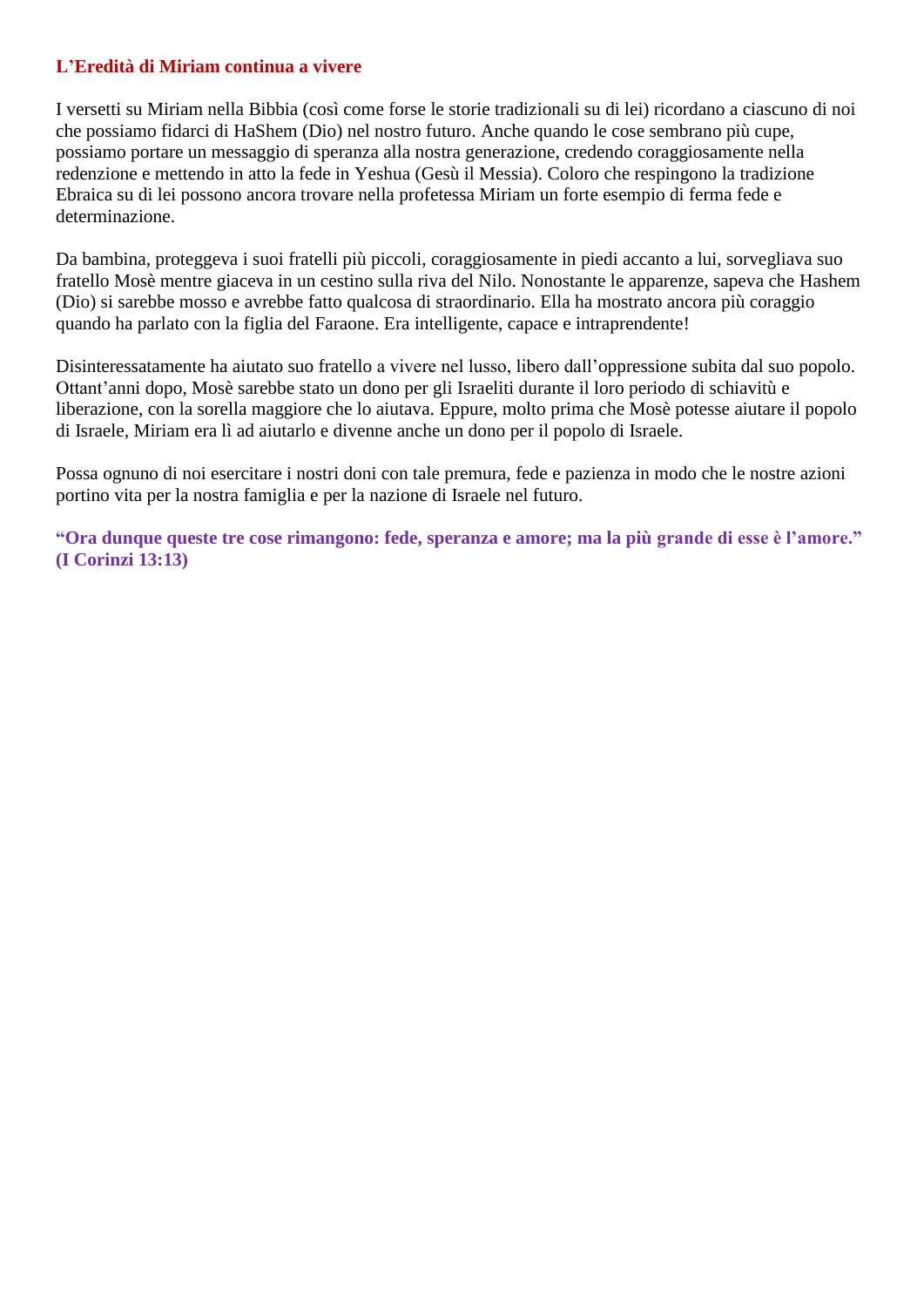## L'Eredità di Miriam continua a vivere

I versetti su Miriam nella Bibbia (così come forse le storie tradizionali su di lei) ricordano a ciascuno di noi che possiamo fidarci di HaShem (Dio) nel nostro futuro. Anche quando le cose sembrano più cupe, possiamo portare un messaggio di speranza alla nostra generazione, credendo coraggiosamente nella redenzione e mettendo in atto la fede in Yeshua (Gesù il Messia). Coloro che respingono la tradizione Ebraica su di lei possono ancora trovare nella profetessa Miriam un forte esempio di ferma fede e determinazione.

Da bambina, proteggeva i suoi fratelli più piccoli, coraggiosamente in piedi accanto a lui, sorvegliava suo fratello Mosè mentre giaceva in un cestino sulla riva del Nilo. Nonostante le apparenze, sapeva che Hashem (Dio) si sarebbe mosso e avrebbe fatto qualcosa di straordinario. Ella ha mostrato ancora più coraggio quando ha parlato con la figlia del Faraone. Era intelligente, capace e intraprendente!

Disinteressatamente ha aiutato suo fratello a vivere nel lusso, libero dall'oppressione subita dal suo popolo. Ottant'anni dopo, Mosè sarebbe stato un dono per gli Israeliti durante il loro periodo di schiavitù e liberazione, con la sorella maggiore che lo aiutava. Eppure, molto prima che Mosè potesse aiutare il popolo di Israele, Miriam era lì ad aiutarlo e divenne anche un dono per il popolo di Israele.

Possa ognuno di noi esercitare i nostri doni con tale premura, fede e pazienza in modo che le nostre azioni portino vita per la nostra famiglia e per la nazione di Israele nel futuro.

**"Ora dunque queste tre cose rimangono: fede, speranza e amore; ma la più grande di esse è l'amore." (I Corinzi 13:13)**